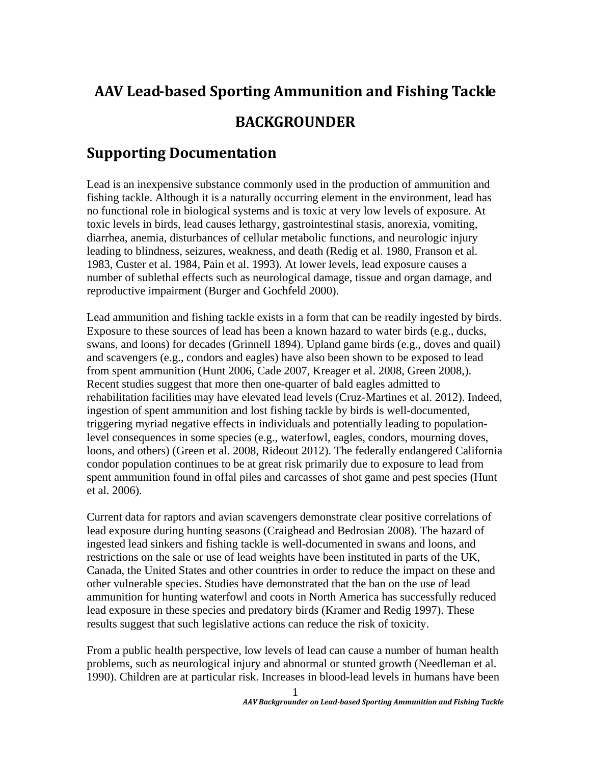# AAV Lead-based Sporting Ammunition and Fishing Tackle

# BACKGROUNDER

## Supporting Documentation

Lead is an inexpensive substance commonly used in the production of ammunition and fishing tackle. Although it is a naturally occurring element in the environment, lead has no functional role in biological systems and is toxic at very low levels of exposure. At toxic levels in birds, lead causes lethargy, gastrointestinal stasis, anorexia, vomiting, diarrhea, anemia, disturbances of cellular metabolic functions, and neurologic injury leading to blindness, seizures, weakness, and death (Redig et al. 1980, Franson et al. 1983, Custer et al. 1984, Pain et al. 1993). At lower levels, lead exposure causes a number of sublethal effects such as neurological damage, tissue and organ damage, and reproductive impairment (Burger and Gochfeld 2000).

Lead ammunition and fishing tackle exists in a form that can be readily ingested by birds. Exposure to these sources of lead has been a known hazard to water birds (e.g., ducks, swans, and loons) for decades (Grinnell 1894). Upland game birds (e.g., doves and quail) and scavengers (e.g., condors and eagles) have also been shown to be exposed to lead from spent ammunition (Hunt 2006, Cade 2007, Kreager et al. 2008, Green 2008,). Recent studies suggest that more then one-quarter of bald eagles admitted to rehabilitation facilities may have elevated lead levels (Cruz-Martines et al. 2012). Indeed, ingestion of spent ammunition and lost fishing tackle by birds is well-documented, triggering myriad negative effects in individuals and potentially leading to population-level consequences in some species (e.g., waterfowl, eagles, condors, mourning doves, loons, and others) (Green et al. 2008, Rideout 2012). The federally endangered California condor population continues to be at great risk primarily due to exposure to lead from spent ammunition found in offal piles and carcasses of shot game and pest species (Hunt et al. 2006).

Current data for raptors and avian scavengers demonstrate clear positive correlations of lead exposure during hunting seasons (Craighead and Bedrosian 2008). The hazard of ingested lead sinkers and fishing tackle is well-documented in swans and loons, and restrictions on the sale or use of lead weights have been instituted in parts of the UK, Canada, the United States and other countries in order to reduce the impact on these and other vulnerable species. Studies have demonstrated that the ban on the use of lead ammunition for hunting waterfowl and coots in North America has successfully reduced lead exposure in these species and predatory birds (Kramer and Redig 1997). These results suggest that such legislative actions can reduce the risk of toxicity.

From a public health perspective, low levels of lead can cause a number of human health problems, such as neurological injury and abnormal or stunted growth (Needleman et al. 1990). Children are at particular risk. Increases in blood-lead levels in humans have been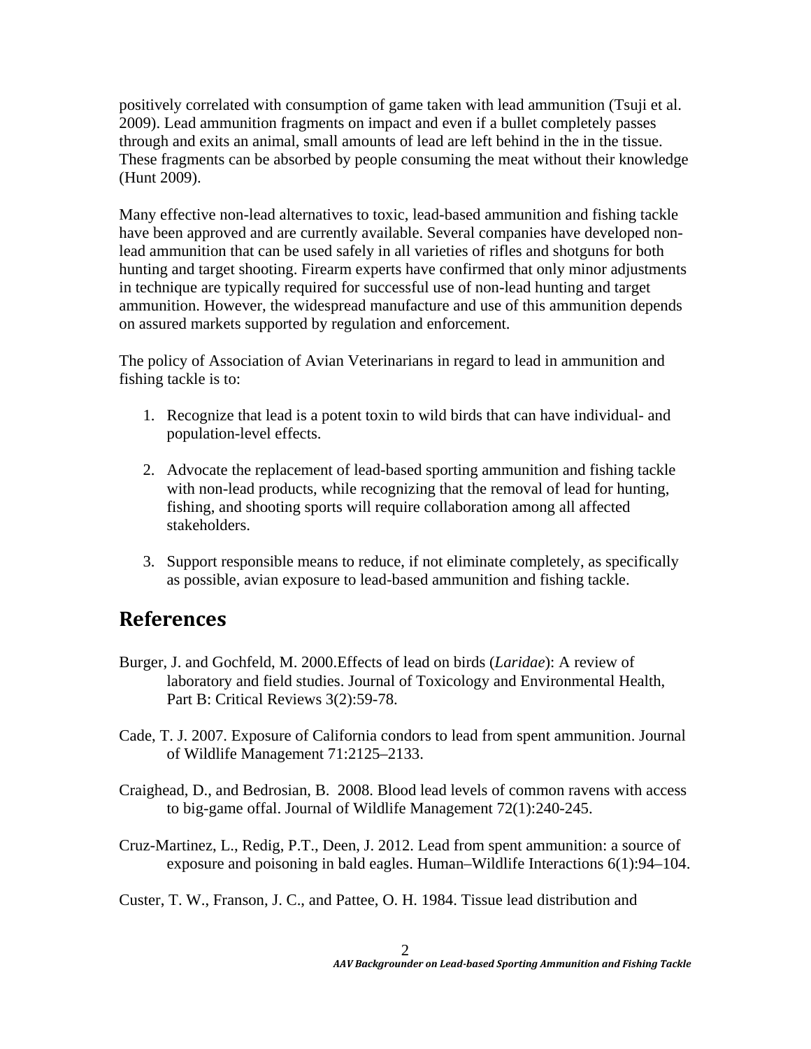positively correlated with consumption of game taken with lead ammunition (Tsuji et al. 2009). Lead ammunition fragments on impact and even if a bullet completely passes through and exits an animal, small amounts of lead are left behind in the in the tissue. These fragments can be absorbed by people consuming the meat without their knowledge (Hunt 2009).

Many effective non-lead alternatives to toxic, lead-based ammunition and fishing tackle have been approved and are currently available. Several companies have developed non-lead ammunition that can be used safely in all varieties of rifles and shotguns for both hunting and target shooting. Firearm experts have confirmed that only minor adjustments in technique are typically required for successful use of non-lead hunting and target ammunition. However, the widespread manufacture and use of this ammunition depends on assured markets supported by regulation and enforcement.

The policy of Association of Avian Veterinarians in regard to lead in ammunition and fishing tackle is to:

1. Recognize that lead is a potent toxin to wild birds that can have individual- and population-level effects.

2. Advocate the replacement of lead-based sporting ammunition and fishing tackle with non-lead products, while recognizing that the removal of lead for hunting, fishing, and shooting sports will require collaboration among all affected stakeholders.

3. Support responsible means to reduce, if not eliminate completely, as specifically as possible, avian exposure to lead-based ammunition and fishing tackle.

## References

Burger, J. and Gochfeld, M. 2000.Effects of lead on birds (*Laridae*): A review of laboratory and field studies. Journal of Toxicology and Environmental Health, Part B: Critical Reviews 3(2):59-78.

Cade, T. J. 2007. Exposure of California condors to lead from spent ammunition. Journal of Wildlife Management 71:2125–2133.

Craighead, D., and Bedrosian, B. 2008. Blood lead levels of common ravens with access to big-game offal. Journal of Wildlife Management 72(1):240-245.

Cruz-Martinez, L., Redig, P.T., Deen, J. 2012. Lead from spent ammunition: a source of exposure and poisoning in bald eagles. Human–Wildlife Interactions 6(1):94–104.

Custer, T. W., Franson, J. C., and Pattee, O. H. 1984. Tissue lead distribution and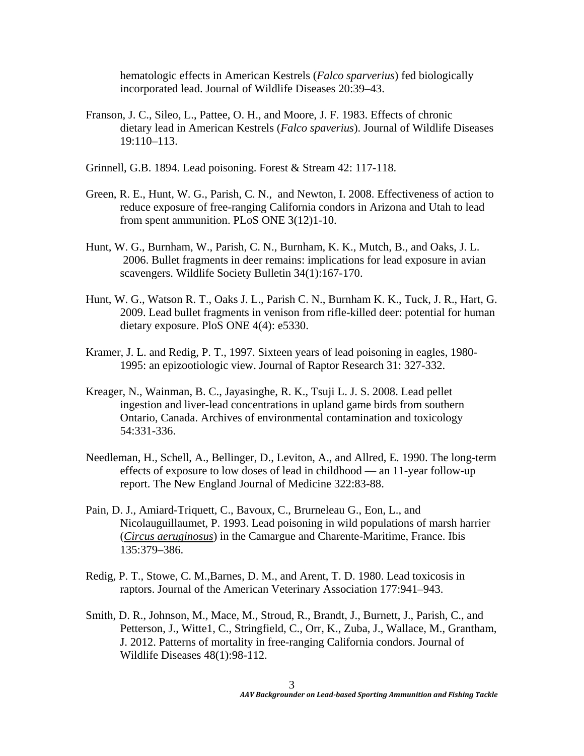hematologic effects in American Kestrels (*Falco sparverius*) fed biologically incorporated lead. Journal of Wildlife Diseases 20:39–43.

Franson, J. C., Sileo, L., Pattee, O. H., and Moore, J. F. 1983. Effects of chronic dietary lead in American Kestrels (*Falco spaverius*). Journal of Wildlife Diseases 19:110–113.

Grinnell, G.B. 1894. Lead poisoning. Forest & Stream 42: 117-118.

Green, R. E., Hunt, W. G., Parish, C. N., and Newton, I. 2008. Effectiveness of action to reduce exposure of free-ranging California condors in Arizona and Utah to lead from spent ammunition. PLoS ONE 3(12)1-10.

Hunt, W. G., Burnham, W., Parish, C. N., Burnham, K. K., Mutch, B., and Oaks, J. L. 2006. Bullet fragments in deer remains: implications for lead exposure in avian scavengers. Wildlife Society Bulletin 34(1):167-170.

Hunt, W. G., Watson R. T., Oaks J. L., Parish C. N., Burnham K. K., Tuck, J. R., Hart, G. 2009. Lead bullet fragments in venison from rifle-killed deer: potential for human dietary exposure. PloS ONE 4(4): e5330.

Kramer, J. L. and Redig, P. T., 1997. Sixteen years of lead poisoning in eagles, 1980-1995: an epizootiologic view. Journal of Raptor Research 31: 327-332.

Kreager, N., Wainman, B. C., Jayasinghe, R. K., Tsuji L. J. S. 2008. Lead pellet ingestion and liver-lead concentrations in upland game birds from southern Ontario, Canada. Archives of environmental contamination and toxicology 54:331-336.

Needleman, H., Schell, A., Bellinger, D., Leviton, A., and Allred, E. 1990. The long-term effects of exposure to low doses of lead in childhood — an 11-year follow-up report. The New England Journal of Medicine 322:83-88.

Pain, D. J., Amiard-Triquett, C., Bavoux, C., Brurneleau G., Eon, L., and Nicolauguillaumet, P. 1993. Lead poisoning in wild populations of marsh harrier (*Circus aeruginosus*) in the Camargue and Charente-Maritime, France. Ibis 135:379–386.

Redig, P. T., Stowe, C. M.,Barnes, D. M., and Arent, T. D. 1980. Lead toxicosis in raptors. Journal of the American Veterinary Association 177:941–943.

Smith, D. R., Johnson, M., Mace, M., Stroud, R., Brandt, J., Burnett, J., Parish, C., and Petterson, J., Witte1, C., Stringfield, C., Orr, K., Zuba, J., Wallace, M., Grantham, J. 2012. Patterns of mortality in free-ranging California condors. Journal of Wildlife Diseases 48(1):98-112.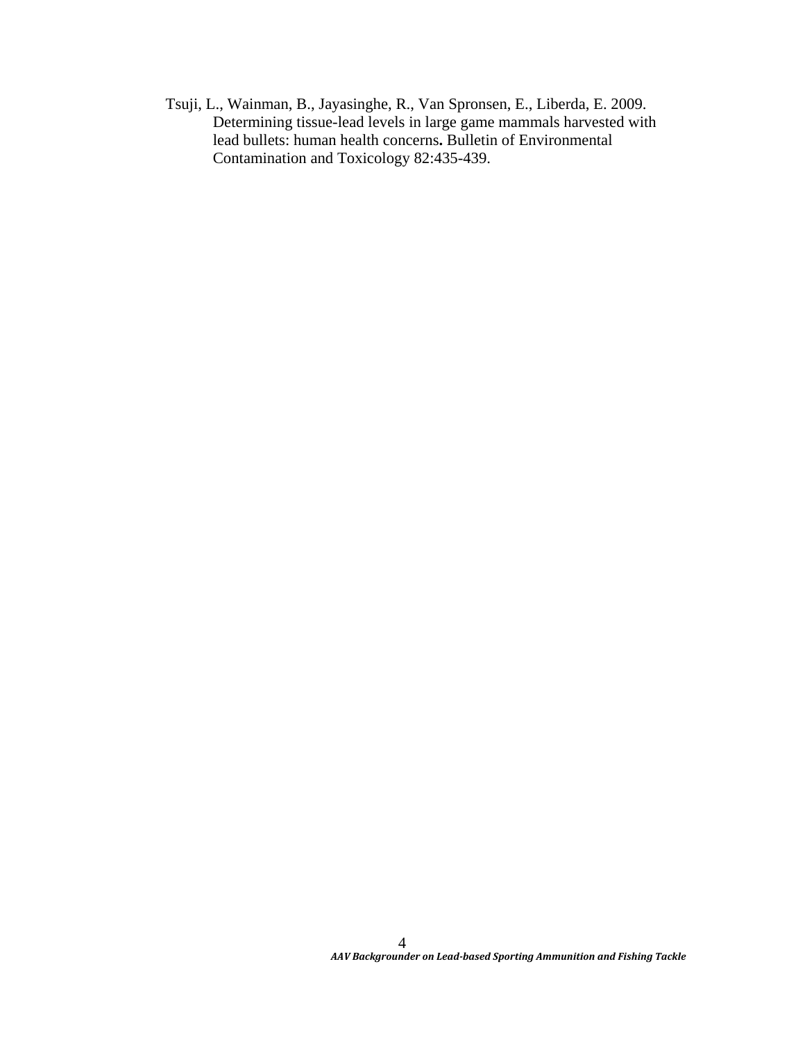Tsuji, L., Wainman, B., Jayasinghe, R., Van Spronsen, E., Liberda, E. 2009. Determining tissue-lead levels in large game mammals harvested with lead bullets: human health concerns**.** Bulletin of Environmental Contamination and Toxicology 82:435-439.